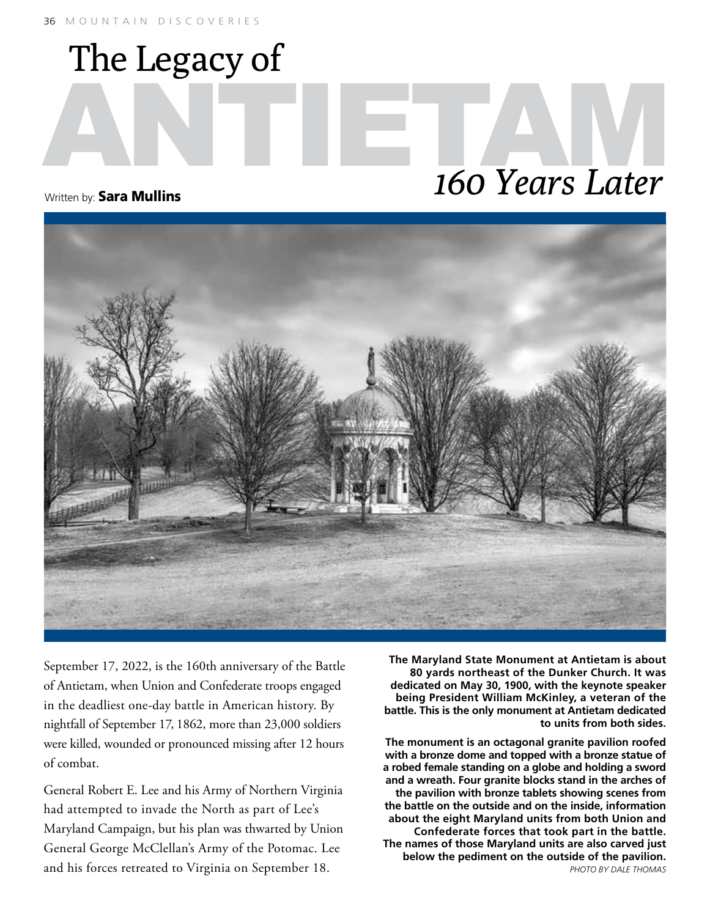# The Legacy of ANTIETAM *160 Years Later*

Written by: **Sara Mullins**

**The Maryland State Monument at Antietam is about 80 yards northeast of the Dunker Church. It was dedicated on May 30, 1900, with the keynote speaker being President William McKinley, a veteran of the battle. This is the only monument at Antietam dedicated to units from both sides.**

**The monument is an octagonal granite pavilion roofed with a bronze dome and topped with a bronze statue of a robed female standing on a globe and holding a sword and a wreath. Four granite blocks stand in the arches of the pavilion with bronze tablets showing scenes from the battle on the outside and on the inside, information about the eight Maryland units from both Union and Confederate forces that took part in the battle. The names of those Maryland units are also carved just below the pediment on the outside of the pavilion.**

*PHOTO BY DALE THOMAS*

September 17, 2022, is the 160th anniversary of the Battle of Antietam, when Union and Confederate troops engaged in the deadliest one-day battle in American history. By nightfall of September 17, 1862, more than 23,000 soldiers were killed, wounded or pronounced missing after 12 hours of combat.

General Robert E. Lee and his Army of Northern Virginia had attempted to invade the North as part of Lee's Maryland Campaign, but his plan was thwarted by Union General George McClellan's Army of the Potomac. Lee and his forces retreated to Virginia on September 18.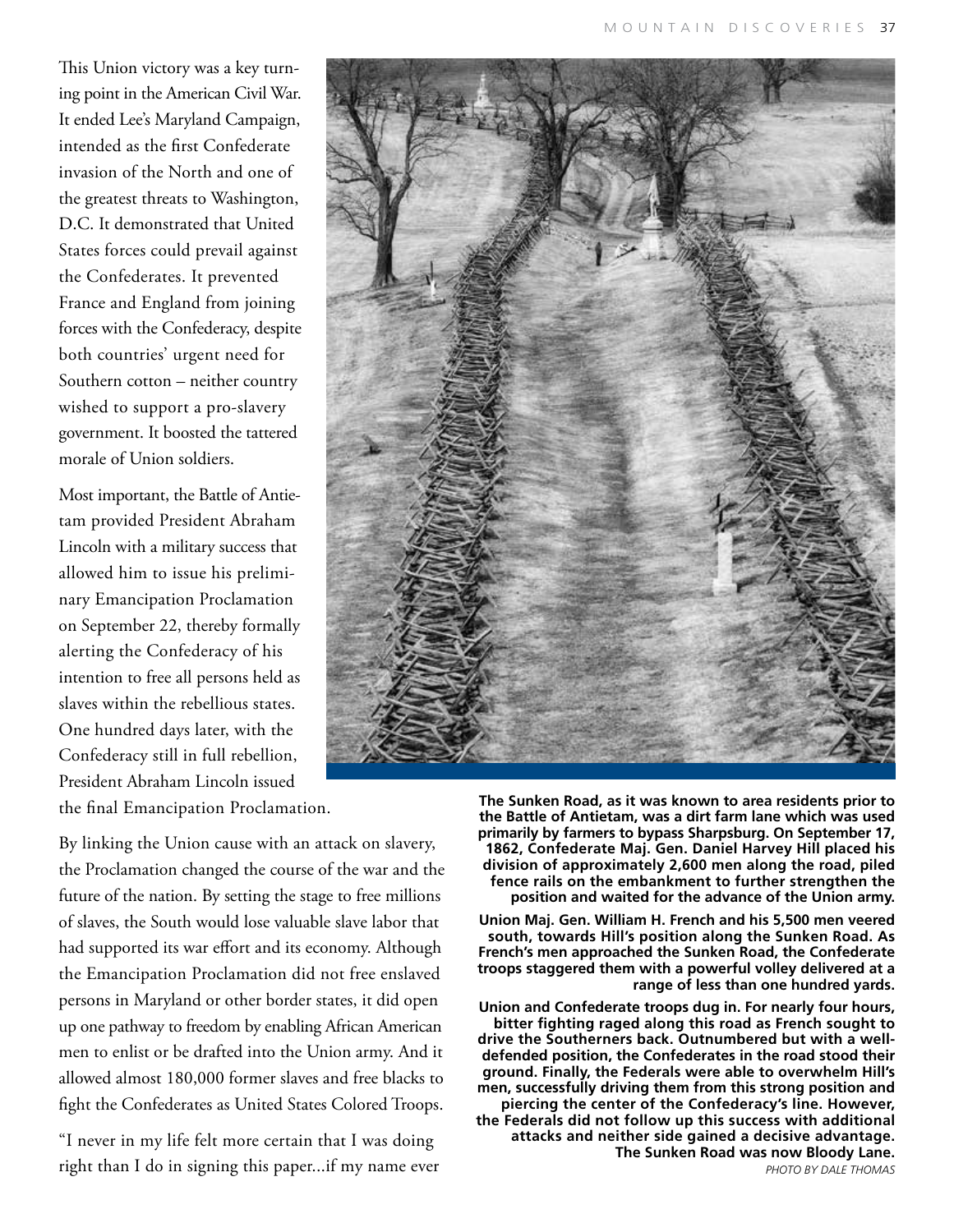This Union victory was a key turning point in the American Civil War. It ended Lee's Maryland Campaign, intended as the first Confederate invasion of the North and one of the greatest threats to Washington, D.C. It demonstrated that United States forces could prevail against the Confederates. It prevented France and England from joining forces with the Confederacy, despite both countries' urgent need for Southern cotton – neither country wished to support a pro-slavery government. It boosted the tattered morale of Union soldiers.

Most important, the Battle of Antietam provided President Abraham Lincoln with a military success that allowed him to issue his preliminary Emancipation Proclamation on September 22, thereby formally alerting the Confederacy of his intention to free all persons held as slaves within the rebellious states. One hundred days later, with the Confederacy still in full rebellion, President Abraham Lincoln issued the final Emancipation Proclamation.

By linking the Union cause with an attack on slavery, the Proclamation changed the course of the war and the future of the nation. By setting the stage to free millions of slaves, the South would lose valuable slave labor that had supported its war effort and its economy. Although the Emancipation Proclamation did not free enslaved persons in Maryland or other border states, it did open up one pathway to freedom by enabling African American men to enlist or be drafted into the Union army. And it allowed almost 180,000 former slaves and free blacks to fight the Confederates as United States Colored Troops.

"I never in my life felt more certain that I was doing right than I do in signing this paper...if my name ever

**The Sunken Road, as it was known to area residents prior to the Battle of Antietam, was a dirt farm lane which was used primarily by farmers to bypass Sharpsburg. On September 17, 1862, Confederate Maj. Gen. Daniel Harvey Hill placed his division of approximately 2,600 men along the road, piled fence rails on the embankment to further strengthen the position and waited for the advance of the Union army.**

**Union Maj. Gen. William H. French and his 5,500 men veered south, towards Hill's position along the Sunken Road. As French's men approached the Sunken Road, the Confederate troops staggered them with a powerful volley delivered at a range of less than one hundred yards.**

**Union and Confederate troops dug in. For nearly four hours, bitter fighting raged along this road as French sought to drive the Southerners back. Outnumbered but with a well-defended position, the Confederates in the road stood their ground. Finally, the Federals were able to overwhelm Hill's men, successfully driving them from this strong position and piercing the center of the Confederacy's line. However, the Federals did not follow up this success with additional attacks and neither side gained a decisive advantage. The Sunken Road was now Bloody Lane.**

*PHOTO BY DALE THOMAS*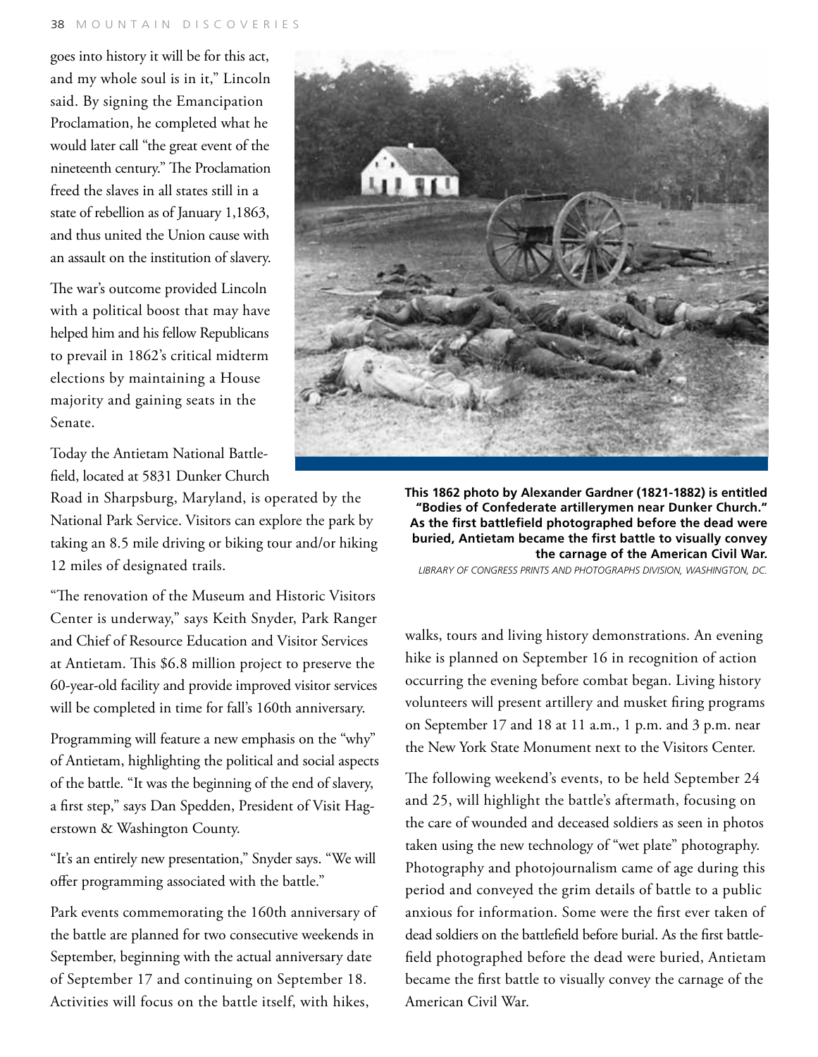goes into history it will be for this act, and my whole soul is in it," Lincoln said. By signing the Emancipation Proclamation, he completed what he would later call "the great event of the nineteenth century." The Proclamation freed the slaves in all states still in a state of rebellion as of January 1,1863, and thus united the Union cause with an assault on the institution of slavery.

The war's outcome provided Lincoln with a political boost that may have helped him and his fellow Republicans to prevail in 1862's critical midterm elections by maintaining a House majority and gaining seats in the Senate.

Today the Antietam National Battlefield, located at 5831 Dunker Church Road in Sharpsburg, Maryland, is operated by the National Park Service. Visitors can explore the park by taking an 8.5 mile driving or biking tour and/or hiking 12 miles of designated trails.

"The renovation of the Museum and Historic Visitors Center is underway," says Keith Snyder, Park Ranger and Chief of Resource Education and Visitor Services at Antietam. This $6.8 million project to preserve the 60-year-old facility and provide improved visitor services will be completed in time for fall's 160th anniversary.

Programming will feature a new emphasis on the "why" of Antietam, highlighting the political and social aspects of the battle. "It was the beginning of the end of slavery, a first step," says Dan Spedden, President of Visit Hagerstown & Washington County.

"It's an entirely new presentation," Snyder says. "We will offer programming associated with the battle."

Park events commemorating the 160th anniversary of the battle are planned for two consecutive weekends in September, beginning with the actual anniversary date of September 17 and continuing on September 18. Activities will focus on the battle itself, with hikes, walks, tours and living history demonstrations. An evening hike is planned on September 16 in recognition of action occurring the evening before combat began. Living history volunteers will present artillery and musket firing programs on September 17 and 18 at 11 a.m., 1 p.m. and 3 p.m. near the New York State Monument next to the Visitors Center.

**This 1862 photo by Alexander Gardner (1821-1882) is entitled "Bodies of Confederate artillerymen near Dunker Church." As the first battlefield photographed before the dead were buried, Antietam became the first battle to visually convey the carnage of the American Civil War.**

*LIBRARY OF CONGRESS PRINTS AND PHOTOGRAPHS DIVISION, WASHINGTON, DC.*

The following weekend's events, to be held September 24 and 25, will highlight the battle's aftermath, focusing on the care of wounded and deceased soldiers as seen in photos taken using the new technology of "wet plate" photography. Photography and photojournalism came of age during this period and conveyed the grim details of battle to a public anxious for information. Some were the first ever taken of dead soldiers on the battlefield before burial. As the first battlefield photographed before the dead were buried, Antietam became the first battle to visually convey the carnage of the American Civil War.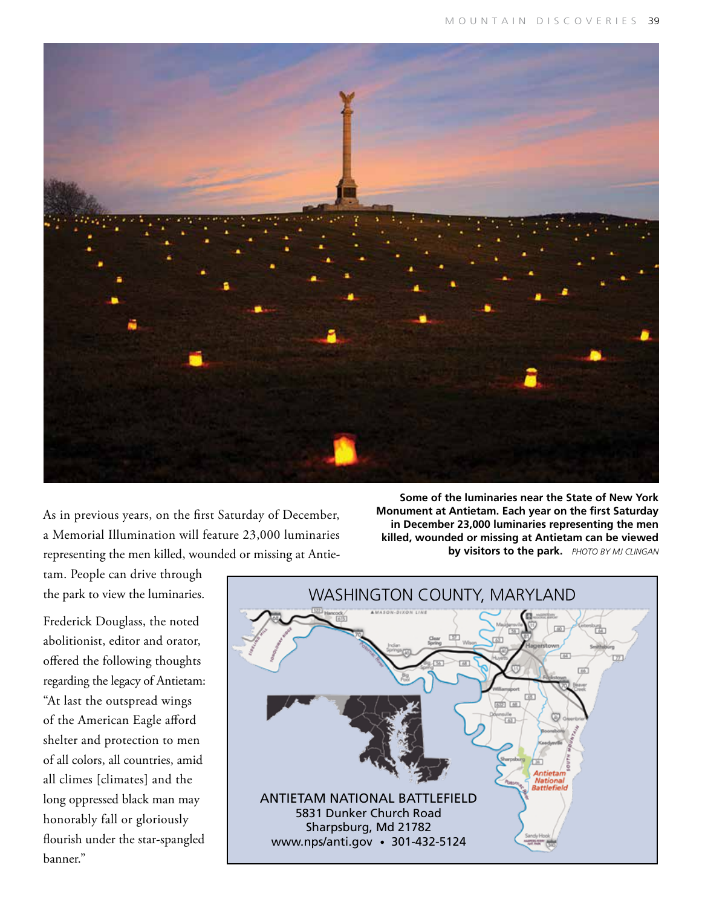Some of the luminaries near the State of New York Monument at Antietam. Each year on the first Saturday in December 23,000 luminaries representing the men killed, wounded or missing at Antietam can be viewed by visitors to the park. *PHOTO BY MJ CLINGAN*

As in previous years, on the first Saturday of December, a Memorial Illumination will feature 23,000 luminaries representing the men killed, wounded or missing at Antietam. People can drive through the park to view the luminaries.

Frederick Douglass, the noted abolitionist, editor and orator, offered the following thoughts regarding the legacy of Antietam: "At last the outspread wings of the American Eagle afford shelter and protection to men of all colors, all countries, amid all climes [climates] and the long oppressed black man may honorably fall or gloriously flourish under the star-spangled banner."

WASHINGTON COUNTY, MARYLAND

ANTIETAM NATIONAL BATTLEFIELD
5831 Dunker Church Road
Sharpsburg, Md 21782
www.nps/anti.gov • 301-432-5124